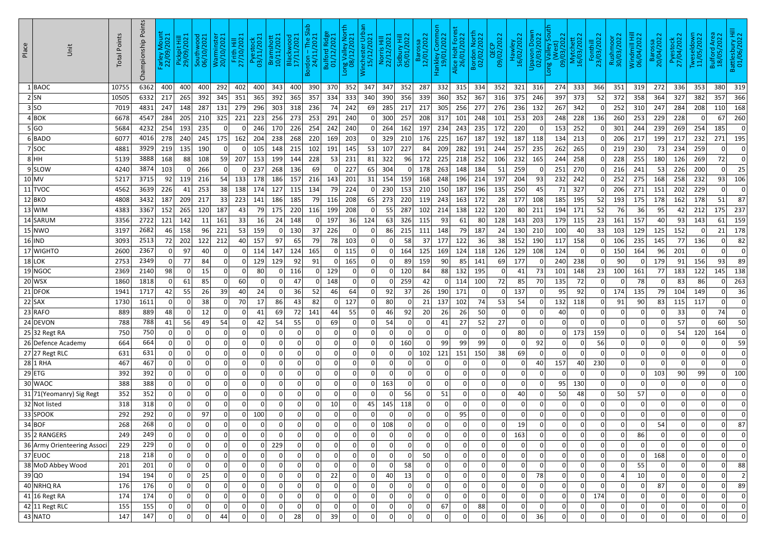| Place | Unit | Total Points | Championship Points | Farley Mount 22/09/2021 | Pickpit Hill 29/09/2021 | Southwood 06/10/2021 | Warminster 20/10/2021 | Frith Hill 27/10/2021 | Pyestock 03/11/2021 | Bramshott 10/11/2021 | Blackwood 17/11/2021 | Bordon – The Slab 24/11/2021 | Bulford Ridge 01/12/2021 | Long Valley North 08/12/2021 | Winchester Urban 15/12/2021 | Norris Hill 22/12/2021 | Sidbury Hill 05/01/2022 | Barossa 12/01/2022 | Hankley Common 19/01/2022 | Alice Holt Forest 26/01/2022 | Bordon North 02/02/2022 | QECP 09/02/2022 | Hawley 16/02/2022 | Upavon Down 02/03/2022 | Long Valley South (West) 09/03/2022 | Mytchett 16/03/2022 | Fonthill 23/03/2022 | Rushmoor 30/03/2022 | Windmill Hill 06/04/2022 | Barossa 20/04/2022 | Pyestock 27/04/2022 | Tweseldown 11/05/2022 | Bulford Area 18/05/2022 | Battlesbury Hill 01/06/2022 |
|---|---|---|---|---|---|---|---|---|---|---|---|---|---|---|---|---|---|---|---|---|---|---|---|---|---|---|---|---|---|---|---|---|---|---|
| 1 | BAOC | 10755 | 6362 | 400 | 400 | 400 | 292 | 402 | 400 | 343 | 400 | 390 | 370 | 352 | 347 | 347 | 352 | 287 | 332 | 315 | 334 | 352 | 321 | 316 | 274 | 333 | 366 | 351 | 319 | 272 | 336 | 353 | 380 | 319 |
| 2 | SN | 10505 | 6332 | 217 | 265 | 392 | 345 | 351 | 365 | 392 | 365 | 357 | 334 | 333 | 340 | 390 | 356 | 339 | 360 | 352 | 367 | 316 | 375 | 246 | 397 | 373 | 52 | 372 | 358 | 364 | 327 | 382 | 357 | 366 |
| 3 | SO | 7019 | 4831 | 247 | 148 | 287 | 131 | 279 | 296 | 303 | 318 | 236 | 74 | 242 | 69 | 285 | 217 | 217 | 305 | 256 | 277 | 276 | 236 | 132 | 267 | 342 | 0 | 252 | 310 | 247 | 284 | 208 | 110 | 168 |
| 4 | BOK | 6678 | 4547 | 284 | 205 | 210 | 325 | 221 | 223 | 256 | 273 | 253 | 291 | 240 | 0 | 300 | 257 | 208 | 317 | 101 | 248 | 101 | 253 | 203 | 248 | 228 | 136 | 260 | 253 | 229 | 228 | 0 | 67 | 260 |
| 5 | GO | 5684 | 4232 | 254 | 193 | 235 | 0 | 0 | 246 | 170 | 226 | 254 | 242 | 240 | 0 | 264 | 162 | 197 | 234 | 243 | 235 | 172 | 220 | 0 | 153 | 252 | 0 | 301 | 244 | 239 | 269 | 254 | 185 | 0 |
| 6 | BADO | 6077 | 4016 | 278 | 240 | 245 | 175 | 162 | 204 | 238 | 268 | 220 | 169 | 203 | 0 | 329 | 210 | 176 | 225 | 167 | 187 | 192 | 187 | 118 | 134 | 213 | 0 | 206 | 217 | 199 | 217 | 232 | 271 | 195 |
| 7 | SOC | 4881 | 3929 | 219 | 135 | 190 | 0 | 0 | 105 | 148 | 215 | 102 | 191 | 145 | 53 | 107 | 227 | 84 | 209 | 282 | 191 | 244 | 257 | 235 | 262 | 265 | 0 | 219 | 230 | 73 | 234 | 259 | 0 | 0 |
| 8 | HH | 5139 | 3888 | 168 | 88 | 108 | 59 | 207 | 153 | 199 | 144 | 228 | 53 | 231 | 81 | 322 | 96 | 172 | 225 | 218 | 252 | 106 | 232 | 165 | 244 | 258 | 0 | 228 | 255 | 180 | 126 | 269 | 72 | 0 |
| 9 | SLOW | 4240 | 3874 | 103 | 0 | 266 | 0 | 0 | 237 | 268 | 136 | 69 | 0 | 227 | 65 | 304 | 0 | 178 | 263 | 148 | 184 | 51 | 259 | 0 | 251 | 270 | 0 | 216 | 241 | 53 | 226 | 200 | 0 | 25 |
| 10 | MV | 5217 | 3715 | 92 | 119 | 216 | 54 | 133 | 178 | 186 | 157 | 216 | 143 | 201 | 31 | 154 | 159 | 168 | 248 | 196 | 214 | 197 | 204 | 93 | 232 | 242 | 0 | 252 | 275 | 168 | 258 | 232 | 93 | 106 |
| 11 | TVOC | 4562 | 3639 | 226 | 41 | 253 | 38 | 138 | 174 | 127 | 115 | 134 | 79 | 224 | 0 | 230 | 153 | 210 | 150 | 187 | 196 | 135 | 250 | 45 | 71 | 327 | 0 | 206 | 271 | 151 | 202 | 229 | 0 | 0 |
| 12 | BKO | 4808 | 3432 | 187 | 209 | 217 | 33 | 223 | 141 | 186 | 185 | 79 | 116 | 208 | 65 | 273 | 220 | 119 | 243 | 163 | 172 | 28 | 177 | 108 | 185 | 195 | 52 | 193 | 175 | 178 | 162 | 178 | 51 | 87 |
| 13 | WIM | 4383 | 3367 | 152 | 265 | 120 | 187 | 43 | 79 | 175 | 220 | 116 | 199 | 208 | 0 | 55 | 287 | 102 | 214 | 138 | 122 | 120 | 80 | 211 | 194 | 171 | 52 | 76 | 36 | 95 | 42 | 212 | 175 | 237 |
| 14 | SARUM | 3356 | 2722 | 121 | 142 | 11 | 161 | 33 | 16 | 24 | 148 | 0 | 197 | 36 | 124 | 63 | 326 | 115 | 93 | 61 | 80 | 128 | 143 | 203 | 179 | 115 | 23 | 161 | 157 | 40 | 93 | 143 | 61 | 159 |
| 15 | NWO | 3197 | 2682 | 46 | 158 | 96 | 221 | 53 | 159 | 0 | 130 | 37 | 226 | 0 | 0 | 86 | 215 | 111 | 148 | 79 | 187 | 24 | 130 | 210 | 100 | 40 | 33 | 103 | 129 | 125 | 152 | 0 | 21 | 178 |
| 16 | IND | 3093 | 2513 | 72 | 202 | 122 | 212 | 40 | 157 | 97 | 65 | 79 | 78 | 103 | 0 | 0 | 58 | 37 | 177 | 122 | 36 | 38 | 152 | 190 | 117 | 158 | 0 | 106 | 235 | 145 | 77 | 136 | 0 | 82 |
| 17 | WIGHTO | 2600 | 2367 | 0 | 97 | 40 | 0 | 0 | 114 | 147 | 124 | 165 | 0 | 115 | 0 | 0 | 164 | 125 | 169 | 124 | 118 | 126 | 129 | 108 | 124 | 0 | 0 | 150 | 164 | 96 | 201 | 0 | 0 | 0 |
| 18 | LOK | 2753 | 2349 | 0 | 77 | 84 | 0 | 0 | 129 | 129 | 92 | 91 | 0 | 165 | 0 | 0 | 89 | 159 | 90 | 85 | 141 | 69 | 177 | 0 | 240 | 238 | 0 | 90 | 0 | 179 | 91 | 156 | 93 | 89 |
| 19 | NGOC | 2369 | 2140 | 98 | 0 | 15 | 0 | 0 | 80 | 0 | 116 | 0 | 129 | 0 | 0 | 0 | 120 | 84 | 88 | 132 | 195 | 0 | 41 | 73 | 101 | 148 | 23 | 100 | 161 | 77 | 183 | 122 | 145 | 138 |
| 20 | WSX | 1860 | 1818 | 0 | 61 | 85 | 0 | 60 | 0 | 0 | 47 | 0 | 148 | 0 | 0 | 0 | 259 | 42 | 0 | 114 | 100 | 72 | 85 | 70 | 135 | 72 | 0 | 0 | 78 | 0 | 83 | 86 | 0 | 263 |
| 21 | DFOK | 1941 | 1717 | 42 | 55 | 26 | 39 | 40 | 24 | 0 | 36 | 52 | 46 | 64 | 0 | 92 | 37 | 26 | 190 | 171 | 0 | 0 | 137 | 0 | 95 | 92 | 0 | 174 | 135 | 79 | 104 | 149 | 0 | 36 |
| 22 | SAX | 1730 | 1611 | 0 | 0 | 38 | 0 | 70 | 17 | 86 | 43 | 82 | 0 | 127 | 0 | 80 | 0 | 21 | 137 | 102 | 74 | 53 | 54 | 0 | 132 | 118 | 0 | 91 | 90 | 83 | 115 | 117 | 0 | 0 |
| 23 | RAFO | 889 | 889 | 48 | 0 | 12 | 0 | 0 | 41 | 69 | 72 | 141 | 44 | 55 | 0 | 46 | 92 | 20 | 26 | 26 | 50 | 0 | 0 | 0 | 40 | 0 | 0 | 0 | 0 | 0 | 33 | 0 | 74 | 0 |
| 24 | DEVON | 788 | 788 | 41 | 56 | 49 | 54 | 0 | 42 | 54 | 55 | 0 | 69 | 0 | 0 | 54 | 0 | 0 | 41 | 27 | 52 | 27 | 0 | 0 | 0 | 0 | 0 | 0 | 0 | 0 | 57 | 0 | 60 | 50 |
| 25 | 32 Regt RA | 750 | 750 | 0 | 0 | 0 | 0 | 0 | 0 | 0 | 0 | 0 | 0 | 0 | 0 | 0 | 0 | 0 | 0 | 0 | 0 | 0 | 80 | 0 | 0 | 173 | 159 | 0 | 0 | 0 | 54 | 120 | 164 | 0 |
| 26 | Defence Academy | 664 | 664 | 0 | 0 | 0 | 0 | 0 | 0 | 0 | 0 | 0 | 0 | 0 | 0 | 0 | 160 | 0 | 99 | 99 | 99 | 0 | 0 | 92 | 0 | 0 | 56 | 0 | 0 | 0 | 0 | 0 | 0 | 59 |
| 27 | 27 Regt RLC | 631 | 631 | 0 | 0 | 0 | 0 | 0 | 0 | 0 | 0 | 0 | 0 | 0 | 0 | 0 | 0 | 102 | 121 | 151 | 150 | 38 | 69 | 0 | 0 | 0 | 0 | 0 | 0 | 0 | 0 | 0 | 0 | 0 |
| 28 | 1 RHA | 467 | 467 | 0 | 0 | 0 | 0 | 0 | 0 | 0 | 0 | 0 | 0 | 0 | 0 | 0 | 0 | 0 | 0 | 0 | 0 | 0 | 0 | 40 | 157 | 40 | 230 | 0 | 0 | 0 | 0 | 0 | 0 | 0 |
| 29 | ETG | 392 | 392 | 0 | 0 | 0 | 0 | 0 | 0 | 0 | 0 | 0 | 0 | 0 | 0 | 0 | 0 | 0 | 0 | 0 | 0 | 0 | 0 | 0 | 0 | 0 | 0 | 0 | 0 | 103 | 90 | 99 | 0 | 100 |
| 30 | WAOC | 388 | 388 | 0 | 0 | 0 | 0 | 0 | 0 | 0 | 0 | 0 | 0 | 0 | 0 | 163 | 0 | 0 | 0 | 0 | 0 | 0 | 0 | 0 | 95 | 130 | 0 | 0 | 0 | 0 | 0 | 0 | 0 | 0 |
| 31 | 71(Yeomanry) Sig Regt | 352 | 352 | 0 | 0 | 0 | 0 | 0 | 0 | 0 | 0 | 0 | 0 | 0 | 0 | 0 | 56 | 0 | 51 | 0 | 0 | 0 | 40 | 0 | 50 | 48 | 0 | 50 | 57 | 0 | 0 | 0 | 0 | 0 |
| 32 | Not listed | 318 | 318 | 0 | 0 | 0 | 0 | 0 | 0 | 0 | 0 | 0 | 10 | 0 | 45 | 145 | 118 | 0 | 0 | 0 | 0 | 0 | 0 | 0 | 0 | 0 | 0 | 0 | 0 | 0 | 0 | 0 | 0 | 0 |
| 33 | SPOOK | 292 | 292 | 0 | 0 | 97 | 0 | 0 | 100 | 0 | 0 | 0 | 0 | 0 | 0 | 0 | 0 | 0 | 0 | 95 | 0 | 0 | 0 | 0 | 0 | 0 | 0 | 0 | 0 | 0 | 0 | 0 | 0 | 0 |
| 34 | BOF | 268 | 268 | 0 | 0 | 0 | 0 | 0 | 0 | 0 | 0 | 0 | 0 | 0 | 0 | 108 | 0 | 0 | 0 | 0 | 0 | 0 | 19 | 0 | 0 | 0 | 0 | 0 | 0 | 54 | 0 | 0 | 0 | 87 |
| 35 | 2 RANGERS | 249 | 249 | 0 | 0 | 0 | 0 | 0 | 0 | 0 | 0 | 0 | 0 | 0 | 0 | 0 | 0 | 0 | 0 | 0 | 0 | 0 | 163 | 0 | 0 | 0 | 0 | 0 | 86 | 0 | 0 | 0 | 0 | 0 |
| 36 | Army Orienteering Associ | 229 | 229 | 0 | 0 | 0 | 0 | 0 | 0 | 229 | 0 | 0 | 0 | 0 | 0 | 0 | 0 | 0 | 0 | 0 | 0 | 0 | 0 | 0 | 0 | 0 | 0 | 0 | 0 | 0 | 0 | 0 | 0 | 0 |
| 37 | EUOC | 218 | 218 | 0 | 0 | 0 | 0 | 0 | 0 | 0 | 0 | 0 | 0 | 0 | 0 | 0 | 0 | 50 | 0 | 0 | 0 | 0 | 0 | 0 | 0 | 0 | 0 | 0 | 0 | 168 | 0 | 0 | 0 | 0 |
| 38 | MoD Abbey Wood | 201 | 201 | 0 | 0 | 0 | 0 | 0 | 0 | 0 | 0 | 0 | 0 | 0 | 0 | 0 | 58 | 0 | 0 | 0 | 0 | 0 | 0 | 0 | 0 | 0 | 0 | 0 | 55 | 0 | 0 | 0 | 0 | 88 |
| 39 | QO | 194 | 194 | 0 | 0 | 25 | 0 | 0 | 0 | 0 | 0 | 0 | 22 | 0 | 0 | 40 | 13 | 0 | 0 | 0 | 0 | 0 | 0 | 78 | 0 | 0 | 0 | 4 | 10 | 0 | 0 | 0 | 0 | 2 |
| 40 | NRHQ RA | 176 | 176 | 0 | 0 | 0 | 0 | 0 | 0 | 0 | 0 | 0 | 0 | 0 | 0 | 0 | 0 | 0 | 0 | 0 | 0 | 0 | 0 | 0 | 0 | 0 | 0 | 0 | 0 | 87 | 0 | 0 | 0 | 89 |
| 41 | 16 Regt RA | 174 | 174 | 0 | 0 | 0 | 0 | 0 | 0 | 0 | 0 | 0 | 0 | 0 | 0 | 0 | 0 | 0 | 0 | 0 | 0 | 0 | 0 | 0 | 0 | 0 | 174 | 0 | 0 | 0 | 0 | 0 | 0 | 0 |
| 42 | 11 Regt RLC | 155 | 155 | 0 | 0 | 0 | 0 | 0 | 0 | 0 | 0 | 0 | 0 | 0 | 0 | 0 | 0 | 0 | 67 | 0 | 88 | 0 | 0 | 0 | 0 | 0 | 0 | 0 | 0 | 0 | 0 | 0 | 0 | 0 |
| 43 | NATO | 147 | 147 | 0 | 0 | 0 | 44 | 0 | 0 | 0 | 28 | 0 | 39 | 0 | 0 | 0 | 0 | 0 | 0 | 0 | 0 | 0 | 0 | 36 | 0 | 0 | 0 | 0 | 0 | 0 | 0 | 0 | 0 | 0 |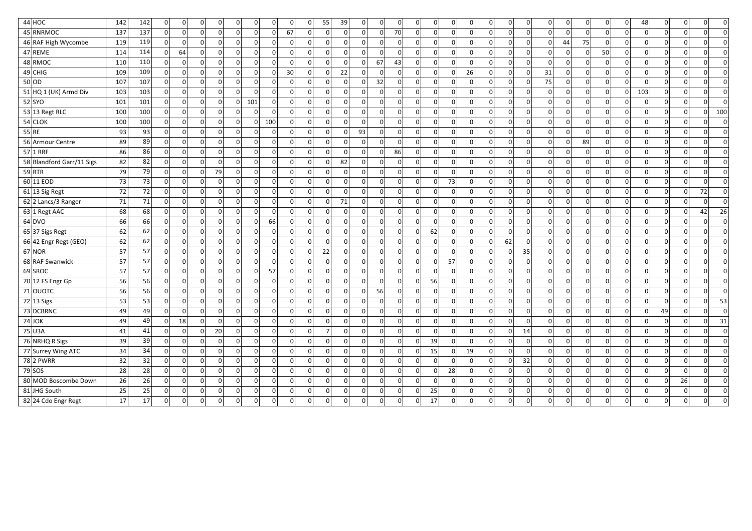| | | | | | | | | | | | | | | | | | | | | | | | | | | | | | | | | | | | | | | | | | | | | | | |
|---|---|---|---|---|---|---|---|---|---|---|---|---|---|---|---|---|---|---|---|---|---|---|---|---|---|---|---|---|---|---|---|---|---|---|---|---|---|---|---|---|---|---|---|---|---|---|
| 44 | HOC | 142 | 142 | 0 | 0 | 0 | 0 | 0 | 0 | 0 | 0 | 0 | 0 | 0 | 0 | 0 | 0 | 55 | 39 | 0 | 0 | 0 | 0 | 0 | 0 | 0 | 0 | 0 | 0 | 0 | 0 | 0 | 0 | 0 | 0 | 0 | 0 | 0 | 0 | 48 | 0 | 0 | 0 | 0 | 0 | 0 |
| 45 | RNRMOC | 137 | 137 | 0 | 0 | 0 | 0 | 0 | 0 | 0 | 0 | 0 | 0 | 0 | 67 | 0 | 0 | 0 | 0 | 0 | 0 | 0 | 70 | 0 | 0 | 0 | 0 | 0 | 0 | 0 | 0 | 0 | 0 | 0 | 0 | 0 | 0 | 0 | 0 | 0 | 0 | 0 | 0 | 0 | 0 | 0 | 0 | 0 |
| 46 | RAF High Wycombe | 119 | 119 | 0 | 0 | 0 | 0 | 0 | 0 | 0 | 0 | 0 | 0 | 0 | 0 | 0 | 0 | 0 | 0 | 0 | 0 | 0 | 0 | 0 | 0 | 0 | 0 | 0 | 0 | 0 | 0 | 0 | 0 | 0 | 44 | 75 | 0 | 0 | 0 | 0 | 0 | 0 | 0 | 0 | 0 | 0 | 0 | 0 |
| 47 | REME | 114 | 114 | 0 | 64 | 0 | 0 | 0 | 0 | 0 | 0 | 0 | 0 | 0 | 0 | 0 | 0 | 0 | 0 | 0 | 0 | 0 | 0 | 0 | 0 | 0 | 0 | 0 | 0 | 0 | 0 | 0 | 0 | 0 | 0 | 0 | 50 | 0 | 0 | 0 | 0 | 0 | 0 | 0 | 0 | 0 | 0 | 0 |
| 48 | RMOC | 110 | 110 | 0 | 0 | 0 | 0 | 0 | 0 | 0 | 0 | 0 | 0 | 0 | 0 | 0 | 0 | 0 | 0 | 0 | 67 | 0 | 43 | 0 | 0 | 0 | 0 | 0 | 0 | 0 | 0 | 0 | 0 | 0 | 0 | 0 | 0 | 0 | 0 | 0 | 0 | 0 | 0 | 0 | 0 | 0 | 0 | 0 |
| 49 | CHIG | 109 | 109 | 0 | 0 | 0 | 0 | 0 | 0 | 0 | 0 | 0 | 0 | 0 | 30 | 0 | 0 | 0 | 22 | 0 | 0 | 0 | 0 | 0 | 0 | 0 | 26 | 0 | 0 | 0 | 0 | 0 | 31 | 0 | 0 | 0 | 0 | 0 | 0 | 0 | 0 | 0 | 0 | 0 | 0 | 0 | 0 | 0 |
| 50 | OD | 107 | 107 | 0 | 0 | 0 | 0 | 0 | 0 | 0 | 0 | 0 | 0 | 0 | 0 | 0 | 0 | 0 | 0 | 0 | 32 | 0 | 0 | 0 | 0 | 0 | 0 | 0 | 0 | 0 | 0 | 0 | 75 | 0 | 0 | 0 | 0 | 0 | 0 | 0 | 0 | 0 | 0 | 0 | 0 | 0 | 0 | 0 |
| 51 | HQ 1 (UK) Armd Div | 103 | 103 | 0 | 0 | 0 | 0 | 0 | 0 | 0 | 0 | 0 | 0 | 0 | 0 | 0 | 0 | 0 | 0 | 0 | 0 | 0 | 0 | 0 | 0 | 0 | 0 | 0 | 0 | 0 | 0 | 0 | 0 | 0 | 0 | 0 | 0 | 0 | 0 | 103 | 0 | 0 | 0 | 0 | 0 | 0 | 0 | 0 |
| 52 | SYO | 101 | 101 | 0 | 0 | 0 | 0 | 0 | 0 | 0 | 0 | 0 | 101 | 0 | 0 | 0 | 0 | 0 | 0 | 0 | 0 | 0 | 0 | 0 | 0 | 0 | 0 | 0 | 0 | 0 | 0 | 0 | 0 | 0 | 0 | 0 | 0 | 0 | 0 | 0 | 0 | 0 | 0 | 0 | 0 | 0 | 0 | 0 |
| 53 | 13 Regt RLC | 100 | 100 | 0 | 0 | 0 | 0 | 0 | 0 | 0 | 0 | 0 | 0 | 0 | 0 | 0 | 0 | 0 | 0 | 0 | 0 | 0 | 0 | 0 | 0 | 0 | 0 | 0 | 0 | 0 | 0 | 0 | 0 | 0 | 0 | 0 | 0 | 0 | 0 | 0 | 0 | 0 | 0 | 0 | 0 | 0 | 0 | 100 |
| 54 | CLOK | 100 | 100 | 0 | 0 | 0 | 0 | 0 | 0 | 0 | 0 | 0 | 0 | 100 | 0 | 0 | 0 | 0 | 0 | 0 | 0 | 0 | 0 | 0 | 0 | 0 | 0 | 0 | 0 | 0 | 0 | 0 | 0 | 0 | 0 | 0 | 0 | 0 | 0 | 0 | 0 | 0 | 0 | 0 | 0 | 0 | 0 | 0 |
| 55 | RE | 93 | 93 | 0 | 0 | 0 | 0 | 0 | 0 | 0 | 0 | 0 | 0 | 0 | 0 | 0 | 0 | 0 | 0 | 93 | 0 | 0 | 0 | 0 | 0 | 0 | 0 | 0 | 0 | 0 | 0 | 0 | 0 | 0 | 0 | 0 | 0 | 0 | 0 | 0 | 0 | 0 | 0 | 0 | 0 | 0 | 0 | 0 |
| 56 | Armour Centre | 89 | 89 | 0 | 0 | 0 | 0 | 0 | 0 | 0 | 0 | 0 | 0 | 0 | 0 | 0 | 0 | 0 | 0 | 0 | 0 | 0 | 0 | 0 | 0 | 0 | 0 | 0 | 0 | 0 | 0 | 0 | 0 | 0 | 0 | 89 | 0 | 0 | 0 | 0 | 0 | 0 | 0 | 0 | 0 | 0 | 0 | 0 |
| 57 | 1 RRF | 86 | 86 | 0 | 0 | 0 | 0 | 0 | 0 | 0 | 0 | 0 | 0 | 0 | 0 | 0 | 0 | 0 | 0 | 0 | 0 | 0 | 86 | 0 | 0 | 0 | 0 | 0 | 0 | 0 | 0 | 0 | 0 | 0 | 0 | 0 | 0 | 0 | 0 | 0 | 0 | 0 | 0 | 0 | 0 | 0 | 0 | 0 |
| 58 | Blandford Garr/11 Sigs | 82 | 82 | 0 | 0 | 0 | 0 | 0 | 0 | 0 | 0 | 0 | 0 | 0 | 0 | 0 | 0 | 0 | 82 | 0 | 0 | 0 | 0 | 0 | 0 | 0 | 0 | 0 | 0 | 0 | 0 | 0 | 0 | 0 | 0 | 0 | 0 | 0 | 0 | 0 | 0 | 0 | 0 | 0 | 0 | 0 | 0 | 0 |
| 59 | RTR | 79 | 79 | 0 | 0 | 0 | 79 | 0 | 0 | 0 | 0 | 0 | 0 | 0 | 0 | 0 | 0 | 0 | 0 | 0 | 0 | 0 | 0 | 0 | 0 | 0 | 0 | 0 | 0 | 0 | 0 | 0 | 0 | 0 | 0 | 0 | 0 | 0 | 0 | 0 | 0 | 0 | 0 | 0 | 0 | 0 | 0 | 0 |
| 60 | 11 EOD | 73 | 73 | 0 | 0 | 0 | 0 | 0 | 0 | 0 | 0 | 0 | 0 | 0 | 0 | 0 | 0 | 0 | 0 | 0 | 0 | 0 | 0 | 0 | 0 | 73 | 0 | 0 | 0 | 0 | 0 | 0 | 0 | 0 | 0 | 0 | 0 | 0 | 0 | 0 | 0 | 0 | 0 | 0 | 0 | 0 | 0 | 0 |
| 61 | 13 Sig Regt | 72 | 72 | 0 | 0 | 0 | 0 | 0 | 0 | 0 | 0 | 0 | 0 | 0 | 0 | 0 | 0 | 0 | 0 | 0 | 0 | 0 | 0 | 0 | 0 | 0 | 0 | 0 | 0 | 0 | 0 | 0 | 0 | 0 | 0 | 0 | 0 | 0 | 0 | 0 | 0 | 0 | 0 | 0 | 0 | 0 | 72 | 0 |
| 62 | 2 Lancs/3 Ranger | 71 | 71 | 0 | 0 | 0 | 0 | 0 | 0 | 0 | 0 | 0 | 0 | 0 | 0 | 0 | 0 | 0 | 71 | 0 | 0 | 0 | 0 | 0 | 0 | 0 | 0 | 0 | 0 | 0 | 0 | 0 | 0 | 0 | 0 | 0 | 0 | 0 | 0 | 0 | 0 | 0 | 0 | 0 | 0 | 0 | 0 | 0 |
| 63 | 1 Regt AAC | 68 | 68 | 0 | 0 | 0 | 0 | 0 | 0 | 0 | 0 | 0 | 0 | 0 | 0 | 0 | 0 | 0 | 0 | 0 | 0 | 0 | 0 | 0 | 0 | 0 | 0 | 0 | 0 | 0 | 0 | 0 | 0 | 0 | 0 | 0 | 0 | 0 | 0 | 0 | 0 | 0 | 0 | 0 | 0 | 0 | 42 | 26 |
| 64 | DVO | 66 | 66 | 0 | 0 | 0 | 0 | 0 | 0 | 0 | 0 | 0 | 0 | 66 | 0 | 0 | 0 | 0 | 0 | 0 | 0 | 0 | 0 | 0 | 0 | 0 | 0 | 0 | 0 | 0 | 0 | 0 | 0 | 0 | 0 | 0 | 0 | 0 | 0 | 0 | 0 | 0 | 0 | 0 | 0 | 0 | 0 | 0 |
| 65 | 37 Sigs Regt | 62 | 62 | 0 | 0 | 0 | 0 | 0 | 0 | 0 | 0 | 0 | 0 | 0 | 0 | 0 | 0 | 0 | 0 | 0 | 0 | 0 | 0 | 0 | 62 | 0 | 0 | 0 | 0 | 0 | 0 | 0 | 0 | 0 | 0 | 0 | 0 | 0 | 0 | 0 | 0 | 0 | 0 | 0 | 0 | 0 | 0 | 0 |
| 66 | 42 Engr Regt (GEO) | 62 | 62 | 0 | 0 | 0 | 0 | 0 | 0 | 0 | 0 | 0 | 0 | 0 | 0 | 0 | 0 | 0 | 0 | 0 | 0 | 0 | 0 | 0 | 0 | 0 | 0 | 0 | 0 | 62 | 0 | 0 | 0 | 0 | 0 | 0 | 0 | 0 | 0 | 0 | 0 | 0 | 0 | 0 | 0 | 0 | 0 | 0 |
| 67 | NOR | 57 | 57 | 0 | 0 | 0 | 0 | 0 | 0 | 0 | 0 | 0 | 0 | 0 | 0 | 0 | 0 | 22 | 0 | 0 | 0 | 0 | 0 | 0 | 0 | 0 | 0 | 0 | 0 | 0 | 35 | 0 | 0 | 0 | 0 | 0 | 0 | 0 | 0 | 0 | 0 | 0 | 0 | 0 | 0 | 0 | 0 | 0 |
| 68 | RAF Swanwick | 57 | 57 | 0 | 0 | 0 | 0 | 0 | 0 | 0 | 0 | 0 | 0 | 0 | 0 | 0 | 0 | 0 | 0 | 0 | 0 | 0 | 0 | 0 | 0 | 57 | 0 | 0 | 0 | 0 | 0 | 0 | 0 | 0 | 0 | 0 | 0 | 0 | 0 | 0 | 0 | 0 | 0 | 0 | 0 | 0 | 0 | 0 |
| 69 | SROC | 57 | 57 | 0 | 0 | 0 | 0 | 0 | 0 | 0 | 0 | 0 | 0 | 57 | 0 | 0 | 0 | 0 | 0 | 0 | 0 | 0 | 0 | 0 | 0 | 0 | 0 | 0 | 0 | 0 | 0 | 0 | 0 | 0 | 0 | 0 | 0 | 0 | 0 | 0 | 0 | 0 | 0 | 0 | 0 | 0 | 0 | 0 |
| 70 | 12 FS Engr Gp | 56 | 56 | 0 | 0 | 0 | 0 | 0 | 0 | 0 | 0 | 0 | 0 | 0 | 0 | 0 | 0 | 0 | 0 | 0 | 0 | 0 | 0 | 0 | 56 | 0 | 0 | 0 | 0 | 0 | 0 | 0 | 0 | 0 | 0 | 0 | 0 | 0 | 0 | 0 | 0 | 0 | 0 | 0 | 0 | 0 | 0 | 0 |
| 71 | OUOTC | 56 | 56 | 0 | 0 | 0 | 0 | 0 | 0 | 0 | 0 | 0 | 0 | 0 | 0 | 0 | 0 | 0 | 0 | 0 | 56 | 0 | 0 | 0 | 0 | 0 | 0 | 0 | 0 | 0 | 0 | 0 | 0 | 0 | 0 | 0 | 0 | 0 | 0 | 0 | 0 | 0 | 0 | 0 | 0 | 0 | 0 | 0 |
| 72 | 13 Sigs | 53 | 53 | 0 | 0 | 0 | 0 | 0 | 0 | 0 | 0 | 0 | 0 | 0 | 0 | 0 | 0 | 0 | 0 | 0 | 0 | 0 | 0 | 0 | 0 | 0 | 0 | 0 | 0 | 0 | 0 | 0 | 0 | 0 | 0 | 0 | 0 | 0 | 0 | 0 | 0 | 0 | 0 | 0 | 0 | 0 | 0 | 53 |
| 73 | DCBRNC | 49 | 49 | 0 | 0 | 0 | 0 | 0 | 0 | 0 | 0 | 0 | 0 | 0 | 0 | 0 | 0 | 0 | 0 | 0 | 0 | 0 | 0 | 0 | 0 | 0 | 0 | 0 | 0 | 0 | 0 | 0 | 0 | 0 | 0 | 0 | 0 | 0 | 0 | 0 | 49 | 0 | 0 | 0 | 0 | 0 | 0 | 0 |
| 74 | JOK | 49 | 49 | 0 | 18 | 0 | 0 | 0 | 0 | 0 | 0 | 0 | 0 | 0 | 0 | 0 | 0 | 0 | 0 | 0 | 0 | 0 | 0 | 0 | 0 | 0 | 0 | 0 | 0 | 0 | 0 | 0 | 0 | 0 | 0 | 0 | 0 | 0 | 0 | 0 | 0 | 0 | 0 | 0 | 0 | 0 | 0 | 31 |
| 75 | U3A | 41 | 41 | 0 | 0 | 0 | 20 | 0 | 0 | 0 | 0 | 0 | 0 | 0 | 0 | 0 | 0 | 7 | 0 | 0 | 0 | 0 | 0 | 0 | 0 | 0 | 0 | 0 | 0 | 0 | 14 | 0 | 0 | 0 | 0 | 0 | 0 | 0 | 0 | 0 | 0 | 0 | 0 | 0 | 0 | 0 | 0 | 0 |
| 76 | NRHQ R Sigs | 39 | 39 | 0 | 0 | 0 | 0 | 0 | 0 | 0 | 0 | 0 | 0 | 0 | 0 | 0 | 0 | 0 | 0 | 0 | 0 | 0 | 0 | 0 | 39 | 0 | 0 | 0 | 0 | 0 | 0 | 0 | 0 | 0 | 0 | 0 | 0 | 0 | 0 | 0 | 0 | 0 | 0 | 0 | 0 | 0 | 0 | 0 |
| 77 | Surrey Wing ATC | 34 | 34 | 0 | 0 | 0 | 0 | 0 | 0 | 0 | 0 | 0 | 0 | 0 | 0 | 0 | 0 | 0 | 0 | 0 | 0 | 0 | 0 | 0 | 15 | 0 | 19 | 0 | 0 | 0 | 0 | 0 | 0 | 0 | 0 | 0 | 0 | 0 | 0 | 0 | 0 | 0 | 0 | 0 | 0 | 0 | 0 | 0 |
| 78 | 2 PWRR | 32 | 32 | 0 | 0 | 0 | 0 | 0 | 0 | 0 | 0 | 0 | 0 | 0 | 0 | 0 | 0 | 0 | 0 | 0 | 0 | 0 | 0 | 0 | 0 | 0 | 0 | 0 | 0 | 0 | 32 | 0 | 0 | 0 | 0 | 0 | 0 | 0 | 0 | 0 | 0 | 0 | 0 | 0 | 0 | 0 | 0 | 0 |
| 79 | SOS | 28 | 28 | 0 | 0 | 0 | 0 | 0 | 0 | 0 | 0 | 0 | 0 | 0 | 0 | 0 | 0 | 0 | 0 | 0 | 0 | 0 | 0 | 0 | 0 | 28 | 0 | 0 | 0 | 0 | 0 | 0 | 0 | 0 | 0 | 0 | 0 | 0 | 0 | 0 | 0 | 0 | 0 | 0 | 0 | 0 | 0 | 0 |
| 80 | MOD Boscombe Down | 26 | 26 | 0 | 0 | 0 | 0 | 0 | 0 | 0 | 0 | 0 | 0 | 0 | 0 | 0 | 0 | 0 | 0 | 0 | 0 | 0 | 0 | 0 | 0 | 0 | 0 | 0 | 0 | 0 | 0 | 0 | 0 | 0 | 0 | 0 | 0 | 0 | 0 | 0 | 0 | 26 | 0 | 0 | 0 | 0 | 0 | 0 |
| 81 | JHG South | 25 | 25 | 0 | 0 | 0 | 0 | 0 | 0 | 0 | 0 | 0 | 0 | 0 | 0 | 0 | 0 | 0 | 0 | 0 | 0 | 0 | 0 | 0 | 25 | 0 | 0 | 0 | 0 | 0 | 0 | 0 | 0 | 0 | 0 | 0 | 0 | 0 | 0 | 0 | 0 | 0 | 0 | 0 | 0 | 0 | 0 | 0 |
| 82 | 24 Cdo Engr Regt | 17 | 17 | 0 | 0 | 0 | 0 | 0 | 0 | 0 | 0 | 0 | 0 | 0 | 0 | 0 | 0 | 0 | 0 | 0 | 0 | 0 | 0 | 0 | 17 | 0 | 0 | 0 | 0 | 0 | 0 | 0 | 0 | 0 | 0 | 0 | 0 | 0 | 0 | 0 | 0 | 0 | 0 | 0 | 0 | 0 | 0 | 0 |